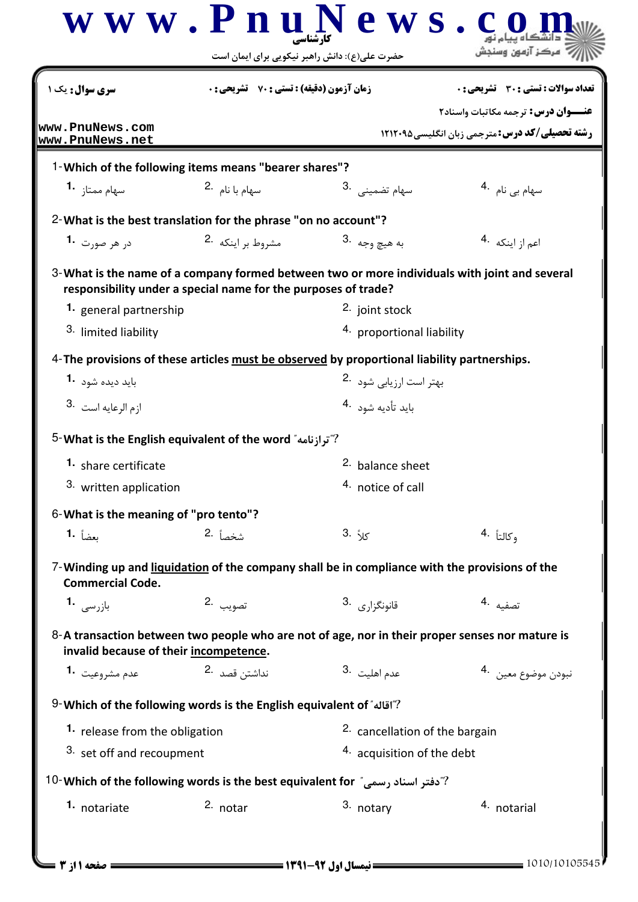کارشناسی

حضرت علی(ع): دانش راهبر نیکویی برای ایمان است

**سری سوال:** یک ۱ | **زمان آزمون (دقیقه) : تستی :** ۷۰ **تشریحی :** ۰ | **تعداد سوالات : تستی :** ۳۰ **تشریحی :** ۰

**عنـــوان درس:** ترجمه مکاتبات واسناد۲

**رشته تحصیلی/کد درس:** مترجمی زبان انگلیسی ۱۲۱۲۰۹۵

www.PnuNews.com
www.PnuNews.net

1-**Which of the following items means "bearer shares"?**

1. سهام ممتاز
2. سهام با نام
3. سهام تضمینی
4. سهام بی نام

2-**What is the best translation for the phrase "on no account"?**

1. در هر صورت
2. مشروط بر اینکه
3. به هیچ وجه
4. اعم از اینکه

3-**What is the name of a company formed between two or more individuals with joint and several responsibility under a special name for the purposes of trade?**

1. general partnership
2. joint stock
3. limited liability
4. proportional liability

4-**The provisions of these articles must be observed by proportional liability partnerships.**

1. باید دیده شود
2. بهتر است ارزیابی شود
3. لازم الرعایه است
4. باید تأدیه شود

5-**What is the English equivalent of the word "ترازنامه"?**

1. share certificate
2. balance sheet
3. written application
4. notice of call

6-**What is the meaning of "pro tento"?**

1. بعضاً
2. شخصاً
3. کلاً
4. وکالتاً

7-**Winding up and liquidation of the company shall be in compliance with the provisions of the Commercial Code.**

1. بازرسی
2. تصویب
3. قانونگزاری
4. تصفیه

8-**A transaction between two people who are not of age, nor in their proper senses nor mature is invalid because of their incompetence.**

1. عدم مشروعیت
2. نداشتن قصد
3. عدم اهلیت
4. نبودن موضوع معین

9-**Which of the following words is the English equivalent of "اقاله"?**

1. release from the obligation
2. cancellation of the bargain
3. set off and recoupment
4. acquisition of the debt

10-**Which of the following words is the best equivalent for "دفتر اسناد رسمی"?**

1. notariate
2. notar
3. notary
4. notarial

نیمسال اول ۹۲-۱۳۹۱

1010/10105545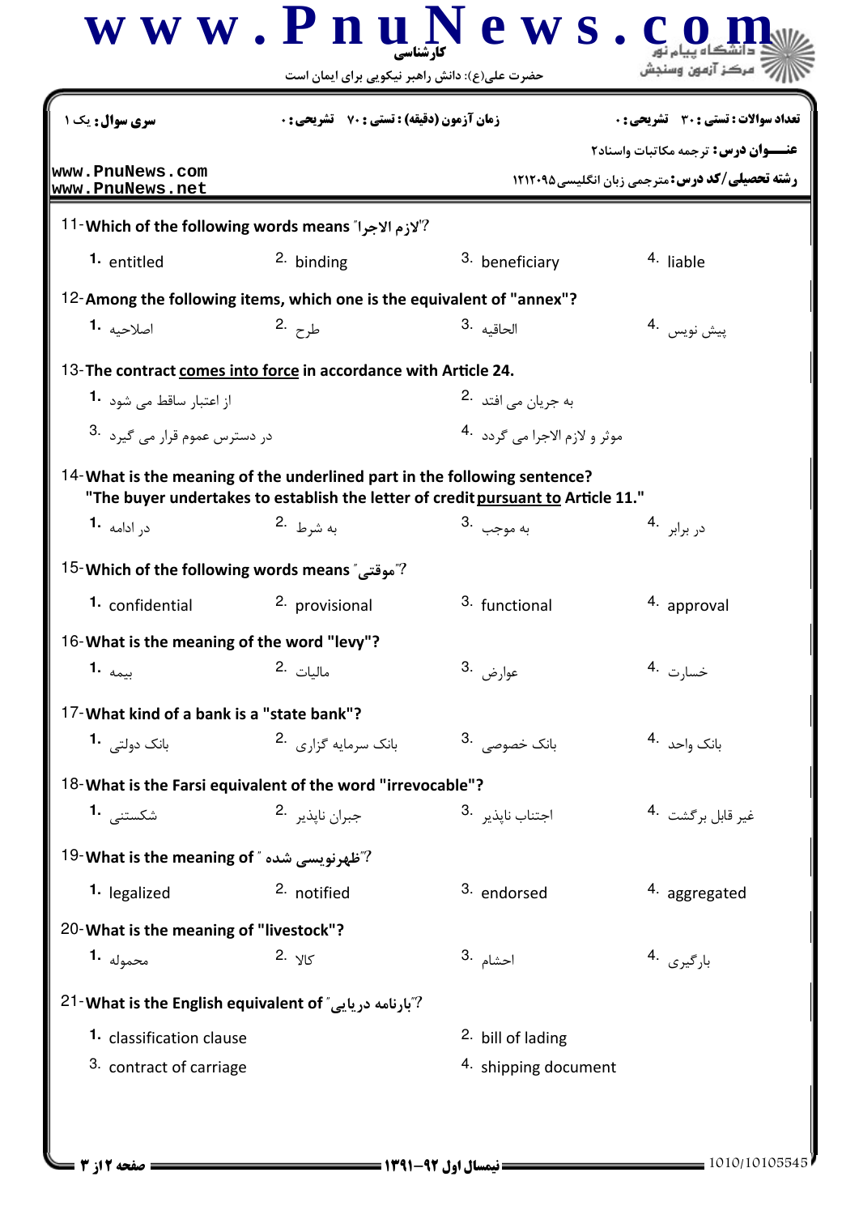**سری سوال:** یک ۱ | **زمان آزمون (دقیقه) : تستی :** ۷۰ **تشریحی :** ۰ | **تعداد سوالات : تستی :** ۳۰ **تشریحی :** ۰

**عنـــوان درس:** ترجمه مکاتبات واسناد۲

**رشته تحصیلی/کد درس:** مترجمی زبان انگلیسی۱۲۱۲۰۹۵

11- Which of the following words means "لازم الاجرا"?

1. entitled
2. binding
3. beneficiary
4. liable

12- Among the following items, which one is the equivalent of "annex"?

1. اصلاحیه
2. طرح
3. الحاقیه
4. پیش نویس

13- The contract <u>comes into force</u> in accordance with Article 24.

1. از اعتبار ساقط می شود
2. به جریان می افتد
3. در دسترس عموم قرار می گیرد
4. موثر و لازم الاجرا می گردد

14- What is the meaning of the underlined part in the following sentence?
"The buyer undertakes to establish the letter of credit <u>pursuant to</u> Article 11."

1. در ادامه
2. به شرط
3. به موجب
4. در برابر

15- Which of the following words means "موقتی"?

1. confidential
2. provisional
3. functional
4. approval

16- What is the meaning of the word "levy"?

1. بیمه
2. مالیات
3. عوارض
4. خسارت

17- What kind of a bank is a "state bank"?

1. بانک دولتی
2. بانک سرمایه گزاری
3. بانک خصوصی
4. بانک واحد

18- What is the Farsi equivalent of the word "irrevocable"?

1. شکستنی
2. جبران ناپذیر
3. اجتناب ناپذیر
4. غیر قابل برگشت

19- What is the meaning of "ظهرنویسی شده"?

1. legalized
2. notified
3. endorsed
4. aggregated

20- What is the meaning of "livestock"?

1. محموله
2. کالا
3. احشام
4. بارگیری

21- What is the English equivalent of "بارنامه دریایی"?

1. classification clause
2. bill of lading
3. contract of carriage
4. shipping document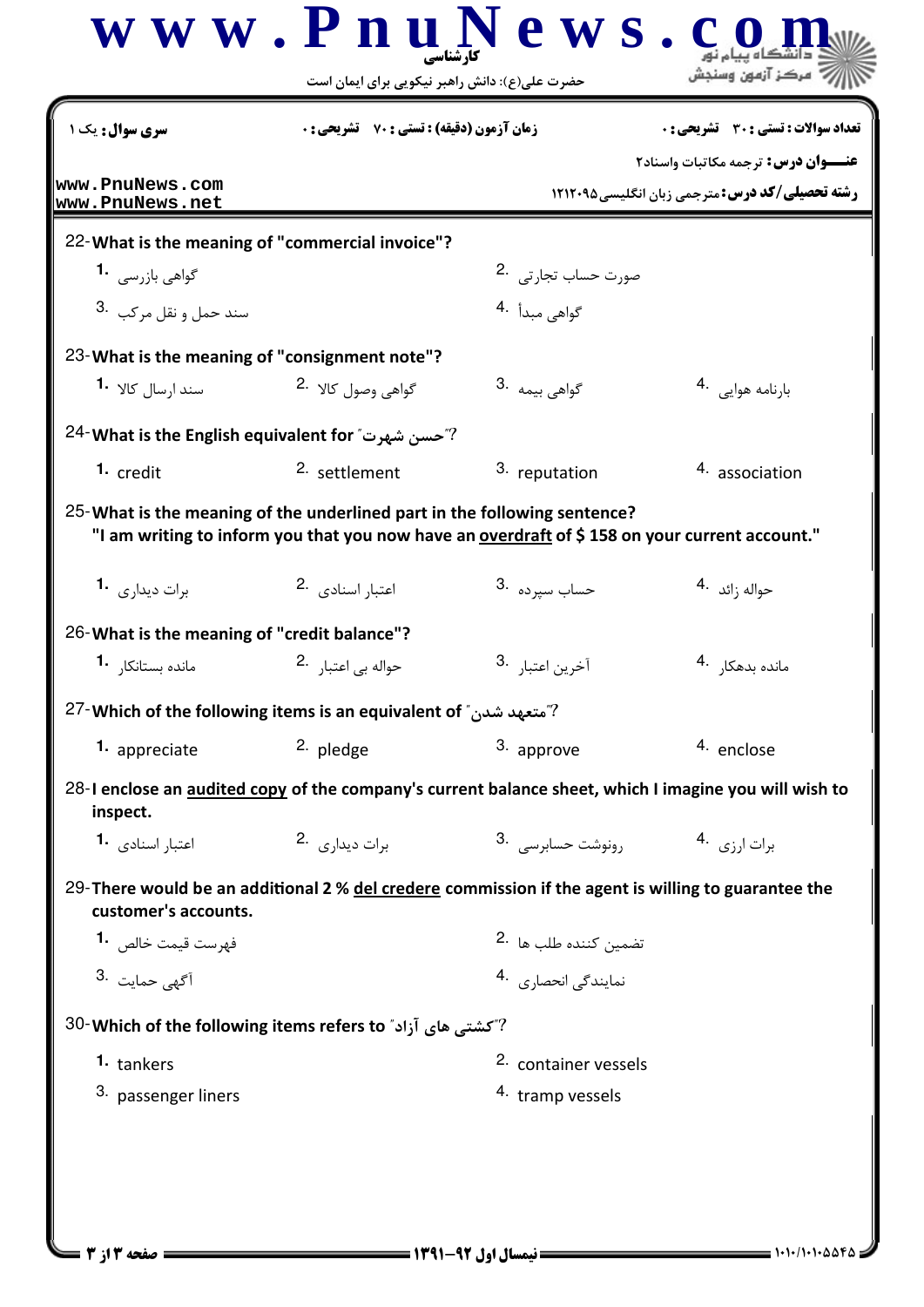| | | |
|---|---|---|
| **سری سوال:** یک ۱ | **زمان آزمون (دقیقه) : تستی : ۷۰ تشریحی : ۰** | **تعداد سوالات : تستی : ۳۰ تشریحی : ۰** |
| | | **عنـــوان درس:** ترجمه مکاتبات واسناد۲ |
| www.PnuNews.com<br>www.PnuNews.net | | **رشته تحصیلی/کد درس:** مترجمی زبان انگلیسی ۱۲۱۲۰۹۵ |

22- **What is the meaning of "commercial invoice"?**

1. گواهی بازرسی
2. صورت حساب تجارتی
3. سند حمل و نقل مرکب
4. گواهی مبدأ

23- **What is the meaning of "consignment note"?**

1. سند ارسال کالا
2. گواهی وصول کالا
3. گواهی بیمه
4. بارنامه هوایی

24- **What is the English equivalent for "حسن شهرت"?**

1. credit
2. settlement
3. reputation
4. association

25- **What is the meaning of the underlined part in the following sentence?**
**"I am writing to inform you that you now have an overdraft of $ 158 on your current account."**

1. برات دیداری
2. اعتبار اسنادی
3. حساب سپرده
4. حواله زائد

26- **What is the meaning of "credit balance"?**

1. مانده بستانکار
2. حواله بی اعتبار
3. آخرین اعتبار
4. مانده بدهکار

27- **Which of the following items is an equivalent of "متعهد شدن"?**

1. appreciate
2. pledge
3. approve
4. enclose

28- **I enclose an audited copy of the company's current balance sheet, which I imagine you will wish to inspect.**

1. اعتبار اسنادی
2. برات دیداری
3. رونوشت حسابرسی
4. برات ارزی

29- **There would be an additional 2 % del credere commission if the agent is willing to guarantee the customer's accounts.**

1. فهرست قیمت خالص
2. تضمین کننده طلب ها
3. آگهی حمایت
4. نمایندگی انحصاری

30- **Which of the following items refers to "کشتی های آزاد"?**

1. tankers
2. container vessels
3. passenger liners
4. tramp vessels